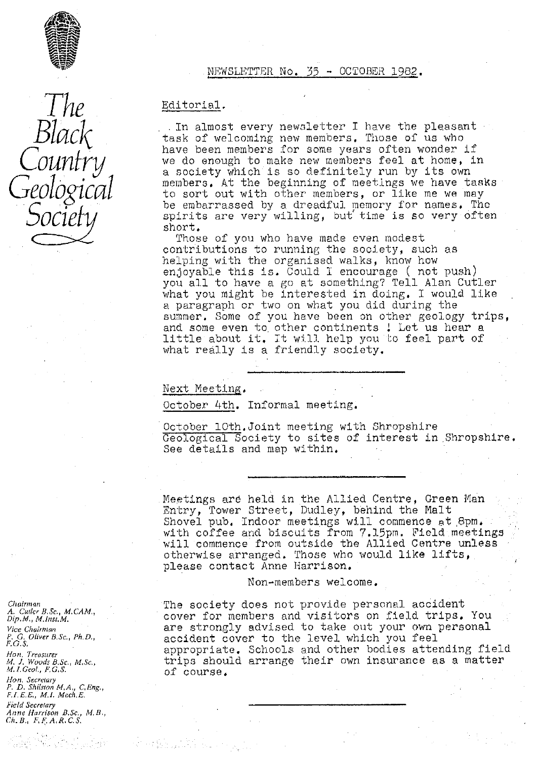# The Black Country Geological Society

## NEWSLETTER No. 35 - OCTOBER 1982.

### Editorial.

In almost every newsletter I have the pleasant task of welcoming new members. Those of us who have been members for some years often wonder if we do enough to make new members feel at home, in a society which is so definitely run by its own members. At the beginning of meetings we have tasks to sort out with other members, or like me we may be embarrassed by a dreadful memory for names. The spirits are very willing, but time is so very often short.

Those of you who have made even modest contributions to running the society, such as helping with the organised walks, know how enjoyable this is. Could I encourage ( not push) you all to have a go at something? Tell Alan Cutler what you might be interested in doing. I would like a paragraph or two on what you did during the summer. Some of you have been on other geology trips, and some even to other continents ! Let us hear a little about it. It will help you to feel part of what really is a friendly society.

---

### Next Meeting.

October 4th. Informal meeting.

October 10th. Joint meeting with Shropshire Geological Society to sites of interest in Shropshire. See details and map within.

---

Meetings are held in the Allied Centre, Green Man Entry, Tower Street, Dudley, behind the Malt Shovel pub. Indoor meetings will commence at 8pm. with coffee and biscuits from 7.15pm. Field meetings will commence from outside the Allied Centre unless otherwise arranged. Those who would like lifts, please contact Anne Harrison.

Non-members welcome.

The society does not provide personal accident cover for members and visitors on field trips. You are strongly advised to take out your own personal accident cover to the level which you feel appropriate. Schools and other bodies attending field trips should arrange their own insurance as a matter of course.

---

*Chairman*
A. Cutler B.Sc., M.CAM., Dip.M., M.Inst.M.

*Vice Chairman*
P. G. Oliver B.Sc., Ph.D., F.G.S.

*Hon. Treasurer*
M. J. Woods B.Sc., M.Sc., M.I.Geol., F.G.S.

*Hon. Secretary*
P. D. Shilston M.A., C.Eng., F.I.E.E., M.I. Mech.E.

*Field Secretary*
Anne Harrison B.Sc., M.B., Ch.B., F.F.A.R.C.S.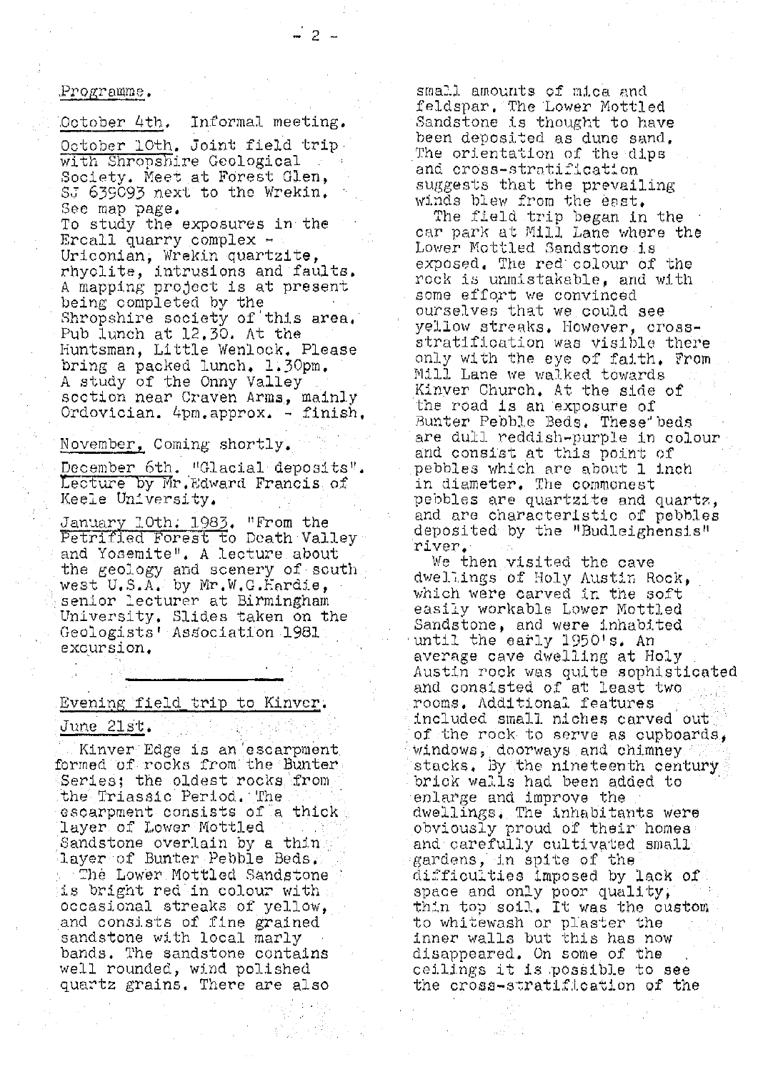Programme.

October 4th. Informal meeting.

October 10th. Joint field trip with Shropshire Geological Society. Meet at Forest Glen, SJ 639093 next to the Wrekin. See map page.
To study the exposures in the Ercall quarry complex - Uriconian, Wrekin quartzite, rhyolite, intrusions and faults. A mapping project is at present being completed by the Shropshire society of this area. Pub lunch at 12.30. At the Huntsman, Little Wenlock. Please bring a packed lunch. 1.30pm. A study of the Onny Valley section near Craven Arms, mainly Ordovician. 4pm.approx. - finish.

November. Coming shortly.

December 6th. "Glacial deposits". Lecture by Mr.Edward Francis of Keele University.

January 10th. 1983. "From the Petrified Forest to Death Valley and Yosemite". A lecture about the geology and scenery of south west U.S.A. by Mr.W.G.Hardie, senior lecturer at Birmingham University. Slides taken on the Geologists' Association 1981 excursion.

---

Evening field trip to Kinver.

June 21st.

Kinver Edge is an escarpment formed of rocks from the Bunter Series; the oldest rocks from the Triassic Period. The escarpment consists of a thick layer of Lower Mottled Sandstone overlain by a thin layer of Bunter Pebble Beds.

The Lower Mottled Sandstone is bright red in colour with occasional streaks of yellow, and consists of fine grained sandstone with local marly bands. The sandstone contains well rounded, wind polished quartz grains. There are also small amounts of mica and feldspar. The Lower Mottled Sandstone is thought to have been deposited as dune sand. The orientation of the dips and cross-stratification suggests that the prevailing winds blew from the east.

The field trip began in the car park at Mill Lane where the Lower Mottled Sandstone is exposed. The red colour of the rock is unmistakable, and with some effort we convinced ourselves that we could see yellow streaks. However, cross-stratification was visible there only with the eye of faith. From Mill Lane we walked towards Kinver Church. At the side of the road is an exposure of Bunter Pebble Beds. These beds are dull reddish-purple in colour and consist at this point of pebbles which are about 1 inch in diameter. The commonest pebbles are quartzite and quartz, and are characteristic of pebbles deposited by the "Budleighensis" river.

We then visited the cave dwellings of Holy Austin Rock, which were carved in the soft easily workable Lower Mottled Sandstone, and were inhabited until the early 1950's. An average cave dwelling at Holy Austin rock was quite sophisticated and consisted of at least two rooms. Additional features included small niches carved out of the rock to serve as cupboards, windows, doorways and chimney stacks. By the nineteenth century brick walls had been added to enlarge and improve the dwellings. The inhabitants were obviously proud of their homes and carefully cultivated small gardens, in spite of the difficulties imposed by lack of space and only poor quality, thin top soil. It was the custom to whitewash or plaster the inner walls but this has now disappeared. On some of the ceilings it is possible to see the cross-stratification of the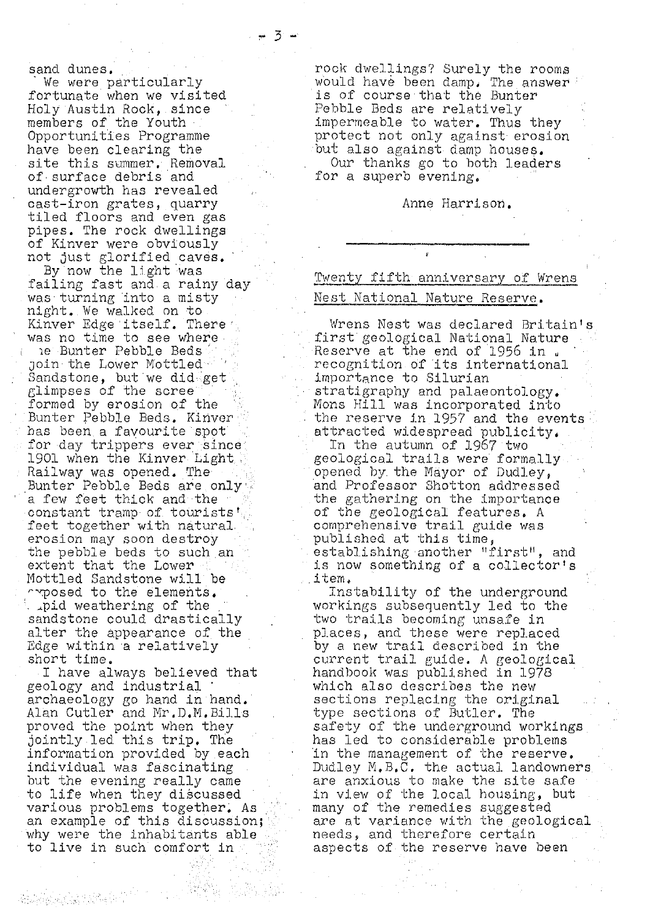sand dunes.

We were particularly fortunate when we visited Holy Austin Rock, since members of the Youth Opportunities Programme have been clearing the site this summer. Removal of surface debris and undergrowth has revealed cast-iron grates, quarry tiled floors and even gas pipes. The rock dwellings of Kinver were obviously not just glorified caves.

By now the light was failing fast and a rainy day was turning into a misty night. We walked on to Kinver Edge itself. There was no time to see where the Bunter Pebble Beds join the Lower Mottled Sandstone, but we did get glimpses of the scree formed by erosion of the Bunter Pebble Beds. Kinver has been a favourite spot for day trippers ever since 1901 when the Kinver Light Railway was opened. The Bunter Pebble Beds are only a few feet thick and the constant tramp of tourists' feet together with natural erosion may soon destroy the pebble beds to such an extent that the Lower Mottled Sandstone will be exposed to the elements. Rapid weathering of the sandstone could drastically alter the appearance of the Edge within a relatively short time.

I have always believed that geology and industrial archaeology go hand in hand. Alan Cutler and Mr.D.M.Bills proved the point when they jointly led this trip. The information provided by each individual was fascinating but the evening really came to life when they discussed various problems together. As an example of this discussion; why were the inhabitants able to live in such comfort in rock dwellings? Surely the rooms would have been damp. The answer is of course that the Bunter Pebble Beds are relatively impermeable to water. Thus they protect not only against erosion but also against damp houses.

Our thanks go to both leaders for a superb evening.

Anne Harrison.

---

## Twenty fifth anniversary of Wrens Nest National Nature Reserve.

Wrens Nest was declared Britain's first geological National Nature Reserve at the end of 1956 in recognition of its international importance to Silurian stratigraphy and palaeontology. Mons Hill was incorporated into the reserve in 1957 and the events attracted widespread publicity.

In the autumn of 1967 two geological trails were formally opened by the Mayor of Dudley, and Professor Shotton addressed the gathering on the importance of the geological features. A comprehensive trail guide was published at this time, establishing another "first", and is now something of a collector's item.

Instability of the underground workings subsequently led to the two trails becoming unsafe in places, and these were replaced by a new trail described in the current trail guide. A geological handbook was published in 1978 which also describes the new sections replacing the original type sections of Butler. The safety of the underground workings has led to considerable problems in the management of the reserve. Dudley M.B.C. the actual landowners are anxious to make the site safe in view of the local housing, but many of the remedies suggested are at variance with the geological needs, and therefore certain aspects of the reserve have been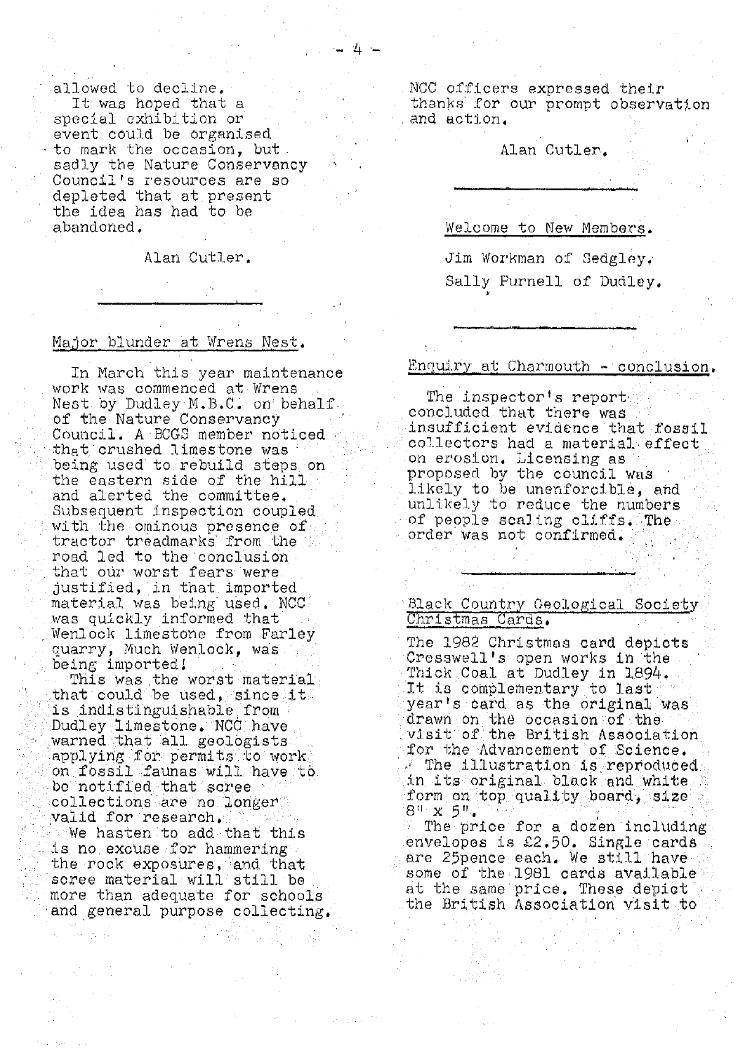allowed to decline.

It was hoped that a special exhibition or event could be organised to mark the occasion, but sadly the Nature Conservancy Council's resources are so depleted that at present the idea has had to be abandoned.

Alan Cutler.

---

## Major blunder at Wrens Nest.

In March this year maintenance work was commenced at Wrens Nest by Dudley M.B.C. on behalf of the Nature Conservancy Council. A BCGS member noticed that crushed limestone was being used to rebuild steps on the eastern side of the hill and alerted the committee. Subsequent inspection coupled with the ominous presence of tractor treadmarks from the road led to the conclusion that our worst fears were justified, in that imported material was being used. NCC was quickly informed that Wenlock limestone from Farley quarry, Much Wenlock, was being imported!

This was the worst material that could be used, since it is indistinguishable from Dudley limestone. NCC have warned that all geologists applying for permits to work on fossil faunas will have to be notified that scree collections are no longer valid for research.

We hasten to add that this is no excuse for hammering the rock exposures, and that scree material will still be more than adequate for schools and general purpose collecting.

NCC officers expressed their thanks for our prompt observation and action.

Alan Cutler.

---

## Welcome to New Members.

Jim Workman of Sedgley.

Sally Purnell of Dudley.

---

## Enquiry at Charmouth - conclusion.

The inspector's report concluded that there was insufficient evidence that fossil collectors had a material effect on erosion. Licensing as proposed by the council was likely to be unenforcible, and unlikely to reduce the numbers of people scaling cliffs. The order was not confirmed.

---

## Black Country Geological Society Christmas Cards.

The 1982 Christmas card depicts Cresswell's open works in the Thick Coal at Dudley in 1894. It is complementary to last year's card as the original was drawn on the occasion of the visit of the British Association for the Advancement of Science.

The illustration is reproduced in its original black and white form on top quality board, size 8" x 5".

The price for a dozen including envelopes is £2.50. Single cards are 25pence each. We still have some of the 1981 cards available at the same price. These depict the British Association visit to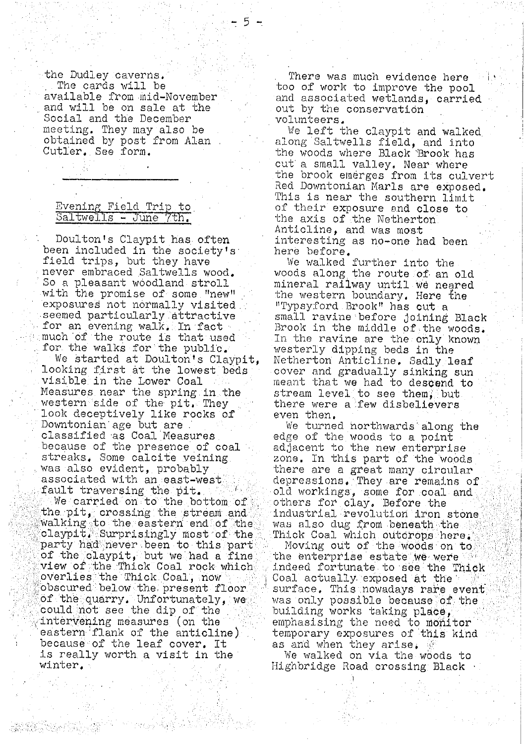the Dudley caverns.

The cards will be available from mid-November and will be on sale at the Social and the December meeting. They may also be obtained by post from Alan Cutler. See form.

---

## Evening Field Trip to Saltwells - June 7th.

Doulton's Claypit has often been included in the society's field trips, but they have never embraced Saltwells wood. So a pleasant woodland stroll with the promise of some "new" exposures not normally visited seemed particularly attractive for an evening walk. In fact much of the route is that used for the walks for the public.

We started at Doulton's Claypit, looking first at the lowest beds visible in the Lower Coal Measures near the spring in the western side of the pit. They look deceptively like rocks of Downtonian age but are classified as Coal Measures because of the presence of coal streaks. Some calcite veining was also evident, probably associated with an east-west fault traversing the pit.

We carried on to the bottom of the pit, crossing the stream and walking to the eastern end of the claypit. Surprisingly most of the party had never been to this part of the claypit, but we had a fine view of the Thick Coal rock which overlies the Thick Coal, now obscured below the present floor of the quarry. Unfortunately, we could not see the dip of the intervening measures (on the eastern flank of the anticline) because of the leaf cover. It is really worth a visit in the winter.

There was much evidence here too of work to improve the pool and associated wetlands, carried out by the conservation volunteers.

We left the claypit and walked along Saltwells field, and into the woods where Black Brook has cut a small valley. Near where the brook emerges from its culvert Red Downtonian Marls are exposed. This is near the southern limit of their exposure and close to the axis of the Netherton Anticline, and was most interesting as no-one had been here before.

We walked further into the woods along the route of an old mineral railway until we neared the western boundary. Here the "Typsyford Brook" has cut a small ravine before joining Black Brook in the middle of the woods. In the ravine are the only known westerly dipping beds in the Netherton Anticline. Sadly leaf cover and gradually sinking sun meant that we had to descend to stream level to see them, but there were a few disbelievers even then.

We turned northwards along the edge of the woods to a point adjacent to the new enterprise zone. In this part of the woods there are a great many circular depressions. They are remains of old workings, some for coal and others for clay. Before the industrial revolution iron stone was also dug from beneath the Thick Coal which outcrops here.

Moving out of the woods on to the enterprise estate we were indeed fortunate to see the Thick Coal actually exposed at the surface. This nowadays rare event was only possible because of the building works taking place, emphasising the need to monitor temporary exposures of this kind as and when they arise.

We walked on via the woods to Highbridge Road crossing Black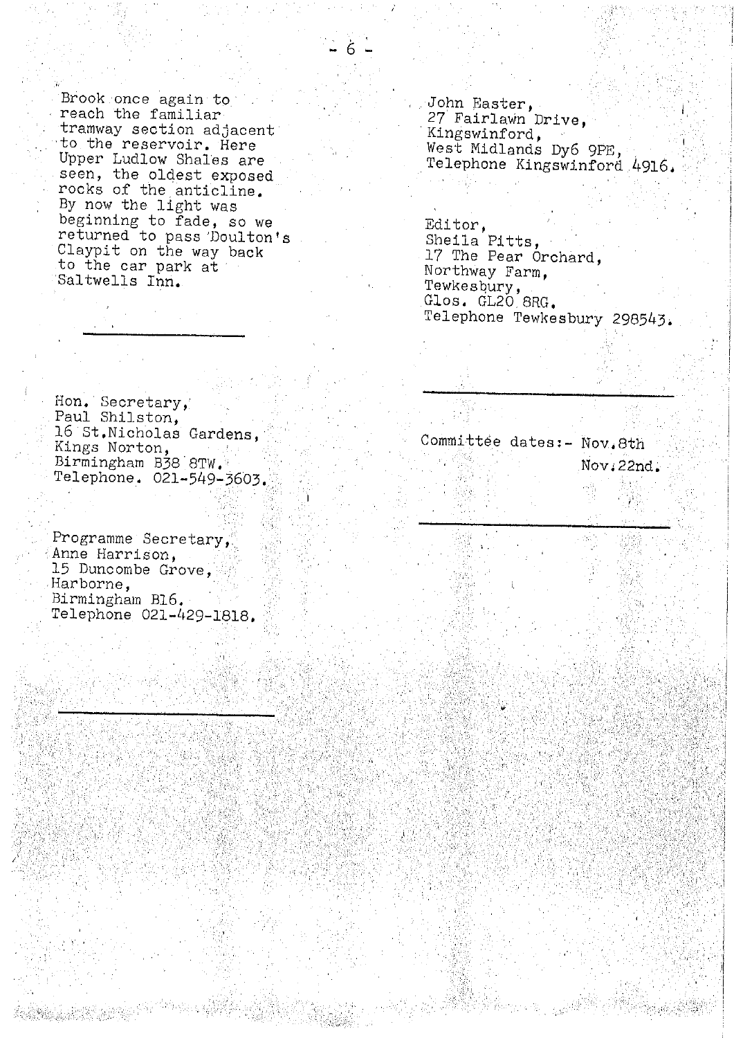Brook once again to reach the familiar tramway section adjacent to the reservoir. Here Upper Ludlow Shales are seen, the oldest exposed rocks of the anticline. By now the light was beginning to fade, so we returned to pass Doulton's Claypit on the way back to the car park at Saltwells Inn.

---

Hon. Secretary,
Paul Shilston,
16 St.Nicholas Gardens,
Kings Norton,
Birmingham B38 8TW.
Telephone. 021-549-3603.

Programme Secretary,
Anne Harrison,
15 Duncombe Grove,
Harborne,
Birmingham B16.
Telephone 021-429-1818.

---

John Easter,
27 Fairlawn Drive,
Kingswinford,
West Midlands Dy6 9PE,
Telephone Kingswinford 4916.

Editor,
Sheila Pitts,
17 The Pear Orchard,
Northway Farm,
Tewkesbury,
Glos. GL20 8RG.
Telephone Tewkesbury 298543.

---

Committee dates:- Nov.8th
Nov.22nd.

---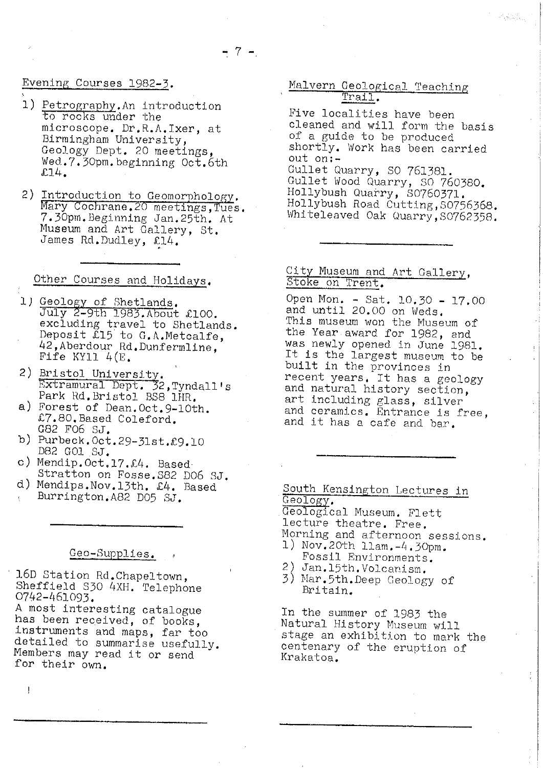## Evening Courses 1982-3.

1) Petrography. An introduction to rocks under the microscope. Dr.R.A.Ixer, at Birmingham University, Geology Dept. 20 meetings, Wed.7.30pm. beginning Oct.6th £14.

2) Introduction to Geomorphology. Mary Cochrane. 20 meetings, Tues. 7.30pm. Beginning Jan.25th. At Museum and Art Gallery, St. James Rd. Dudley, £14.

## Other Courses and Holidays.

1) Geology of Shetlands. July 2-9th 1983. About £100. excluding travel to Shetlands. Deposit £15 to G.A.Metcalfe, 42, Aberdour Rd. Dunfermline, Fife KY11 4(E.

2) Bristol University. Extramural Dept. 32, Tyndall's Park Rd. Bristol BS8 1HR.
   a) Forest of Dean. Oct.9-10th. £7.80. Based Coleford. G82 F06 SJ.
   b) Purbeck. Oct.29-31st. £9.10 D82 G01 SJ.
   c) Mendip. Oct.17. £4. Based Stratton on Fosse. S82 D06 SJ.
   d) Mendips. Nov.13th. £4. Based Burrington. A82 D05 SJ.

## Geo-Supplies.

16D Station Rd. Chapeltown, Sheffield S30 4XH. Telephone 0742-461093.
A most interesting catalogue has been received, of books, instruments and maps, far too detailed to summarise usefully. Members may read it or send for their own.

## Malvern Geological Teaching Trail.

Five localities have been cleaned and will form the basis of a guide to be produced shortly. Work has been carried out on:-
Gullet Quarry, SO 761381.
Gullet Wood Quarry, SO 760380.
Hollybush Quarry, SO760371.
Hollybush Road Cutting, SO756368.
Whiteleaved Oak Quarry, SO762358.

## City Museum and Art Gallery, Stoke on Trent.

Open Mon. - Sat. 10.30 - 17.00 and until 20.00 on Weds.
This museum won the Museum of the Year award for 1982, and was newly opened in June 1981. It is the largest museum to be built in the provinces in recent years. It has a geology and natural history section, art including glass, silver and ceramics. Entrance is free, and it has a cafe and bar.

## South Kensington Lectures in Geology.

Geological Museum. Flett lecture theatre. Free.
Morning and afternoon sessions.
1) Nov.20th 11am.-4.30pm. Fossil Environments.
2) Jan.15th. Volcanism.
3) Mar.5th. Deep Geology of Britain.

In the summer of 1983 the Natural History Museum will stage an exhibition to mark the centenary of the eruption of Krakatoa.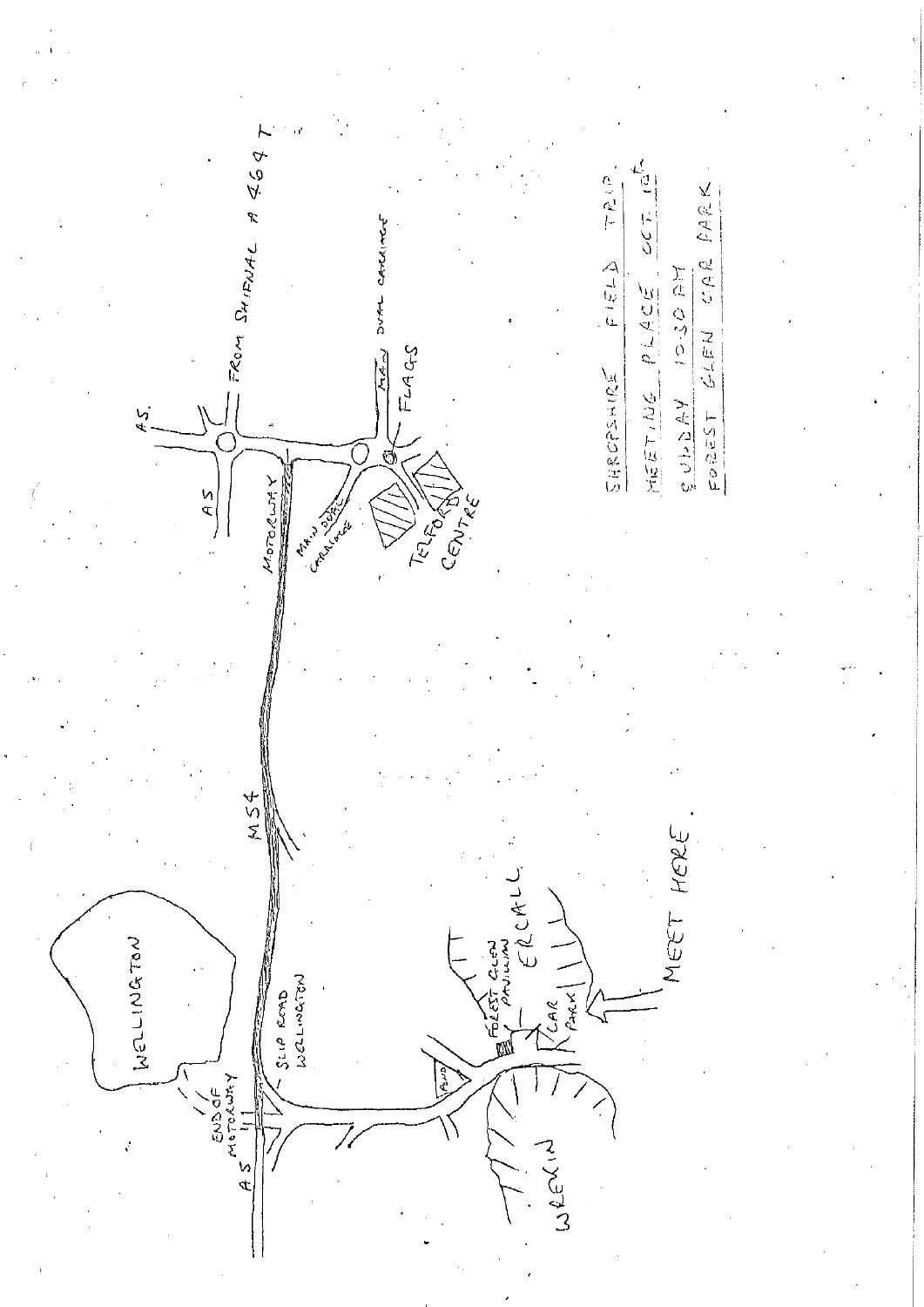SHROPSHIRE FIELD TRIP.

MEETING PLACE OCT 10th

SUNDAY 10:30 AM

FOREST GLEN CAR PARK

MEET HERE.

WELLINGTON

A5

END OF MOTORWAY

SLIP ROAD WELLINGTON

M54

MOTORWAY

MAIN DUAL CARRIAGE

A5.

A5

FROM SHIFNAL A 464 T

MAIN DUAL CARRIAGE

FLAGS

TELFORD CENTRE

WREKIN

POND

FOREST GLEN PAVILION

CAR PARK

ERCALL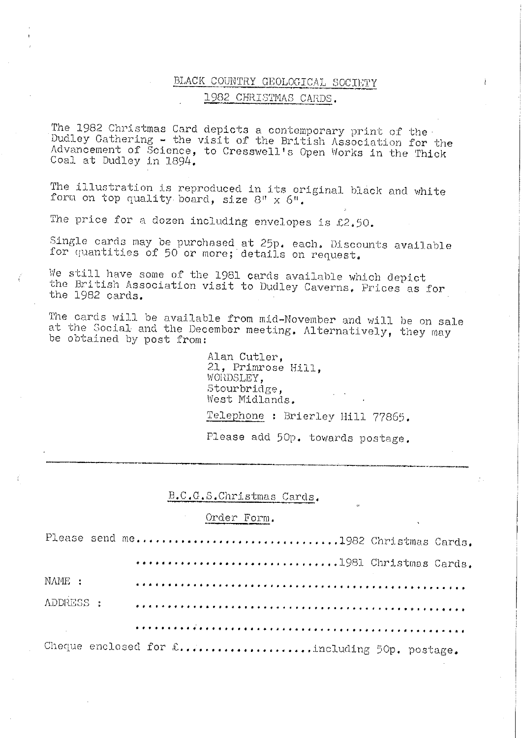## BLACK COUNTRY GEOLOGICAL SOCIETY

## 1982 CHRISTMAS CARDS.

The 1982 Christmas Card depicts a contemporary print of the Dudley Gathering - the visit of the British Association for the Advancement of Science, to Cresswell's Open Works in the Thick Coal at Dudley in 1894.

The illustration is reproduced in its original black and white form on top quality board, size 8" x 6".

The price for a dozen including envelopes is £2.50.

Single cards may be purchased at 25p. each. Discounts available for quantities of 50 or more; details on request.

We still have some of the 1981 cards available which depict the British Association visit to Dudley Caverns. Prices as for the 1982 cards.

The cards will be available from mid-November and will be on sale at the Social and the December meeting. Alternatively, they may be obtained by post from:

Alan Cutler,
21, Primrose Hill,
WORDSLEY,
Stourbridge,
West Midlands.

Telephone : Brierley Hill 77865.

Please add 50p. towards postage.

---

### B.C.G.S.Christmas Cards.

### Order Form.

Please send me..............................1982 Christmas Cards.

..............................1981 Christmas Cards.

NAME : ................................................

ADDRESS : ................................................

................................................

Cheque enclosed for £....................including 50p. postage.